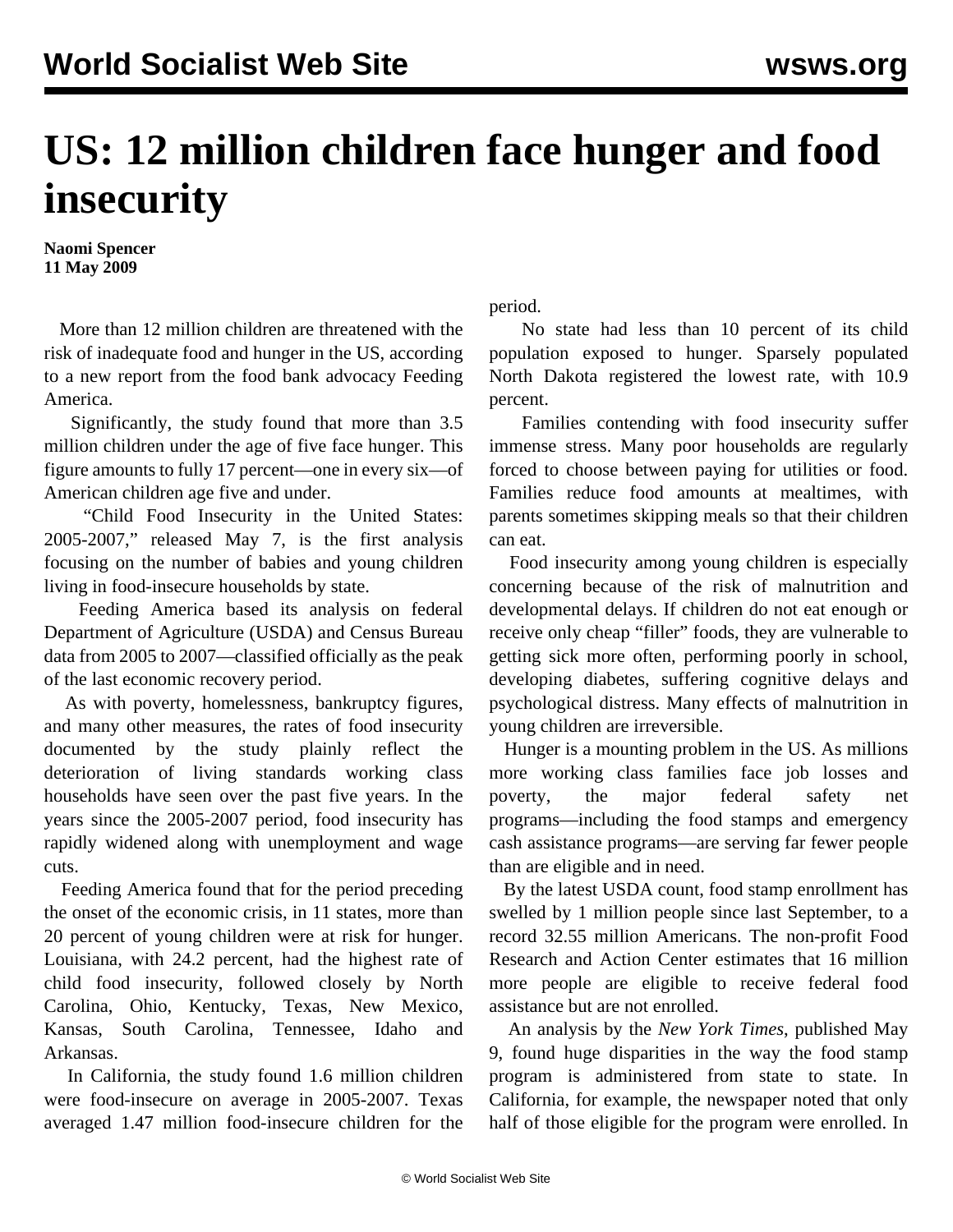# US: 12 million children face hunger and food insecurity

**Naomi Spencer**
**11 May 2009**

More than 12 million children are threatened with the risk of inadequate food and hunger in the US, according to a new report from the food bank advocacy Feeding America.

Significantly, the study found that more than 3.5 million children under the age of five face hunger. This figure amounts to fully 17 percent—one in every six—of American children age five and under.

"Child Food Insecurity in the United States: 2005-2007," released May 7, is the first analysis focusing on the number of babies and young children living in food-insecure households by state.

Feeding America based its analysis on federal Department of Agriculture (USDA) and Census Bureau data from 2005 to 2007—classified officially as the peak of the last economic recovery period.

As with poverty, homelessness, bankruptcy figures, and many other measures, the rates of food insecurity documented by the study plainly reflect the deterioration of living standards working class households have seen over the past five years. In the years since the 2005-2007 period, food insecurity has rapidly widened along with unemployment and wage cuts.

Feeding America found that for the period preceding the onset of the economic crisis, in 11 states, more than 20 percent of young children were at risk for hunger. Louisiana, with 24.2 percent, had the highest rate of child food insecurity, followed closely by North Carolina, Ohio, Kentucky, Texas, New Mexico, Kansas, South Carolina, Tennessee, Idaho and Arkansas.

In California, the study found 1.6 million children were food-insecure on average in 2005-2007. Texas averaged 1.47 million food-insecure children for the period.

No state had less than 10 percent of its child population exposed to hunger. Sparsely populated North Dakota registered the lowest rate, with 10.9 percent.

Families contending with food insecurity suffer immense stress. Many poor households are regularly forced to choose between paying for utilities or food. Families reduce food amounts at mealtimes, with parents sometimes skipping meals so that their children can eat.

Food insecurity among young children is especially concerning because of the risk of malnutrition and developmental delays. If children do not eat enough or receive only cheap "filler" foods, they are vulnerable to getting sick more often, performing poorly in school, developing diabetes, suffering cognitive delays and psychological distress. Many effects of malnutrition in young children are irreversible.

Hunger is a mounting problem in the US. As millions more working class families face job losses and poverty, the major federal safety net programs—including the food stamps and emergency cash assistance programs—are serving far fewer people than are eligible and in need.

By the latest USDA count, food stamp enrollment has swelled by 1 million people since last September, to a record 32.55 million Americans. The non-profit Food Research and Action Center estimates that 16 million more people are eligible to receive federal food assistance but are not enrolled.

An analysis by the *New York Times*, published May 9, found huge disparities in the way the food stamp program is administered from state to state. In California, for example, the newspaper noted that only half of those eligible for the program were enrolled. In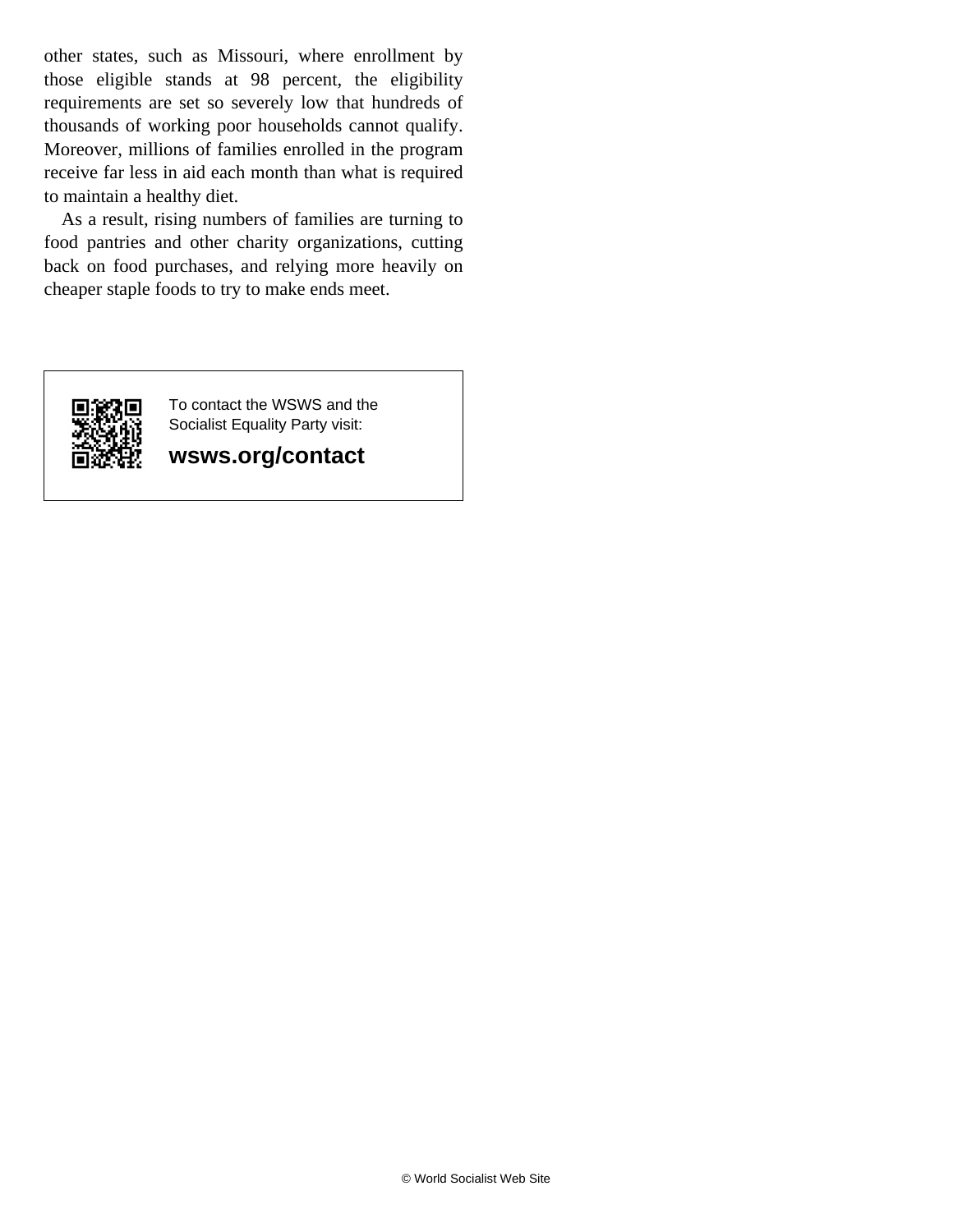other states, such as Missouri, where enrollment by those eligible stands at 98 percent, the eligibility requirements are set so severely low that hundreds of thousands of working poor households cannot qualify. Moreover, millions of families enrolled in the program receive far less in aid each month than what is required to maintain a healthy diet.

As a result, rising numbers of families are turning to food pantries and other charity organizations, cutting back on food purchases, and relying more heavily on cheaper staple foods to try to make ends meet.

To contact the WSWS and the Socialist Equality Party visit:

**wsws.org/contact**